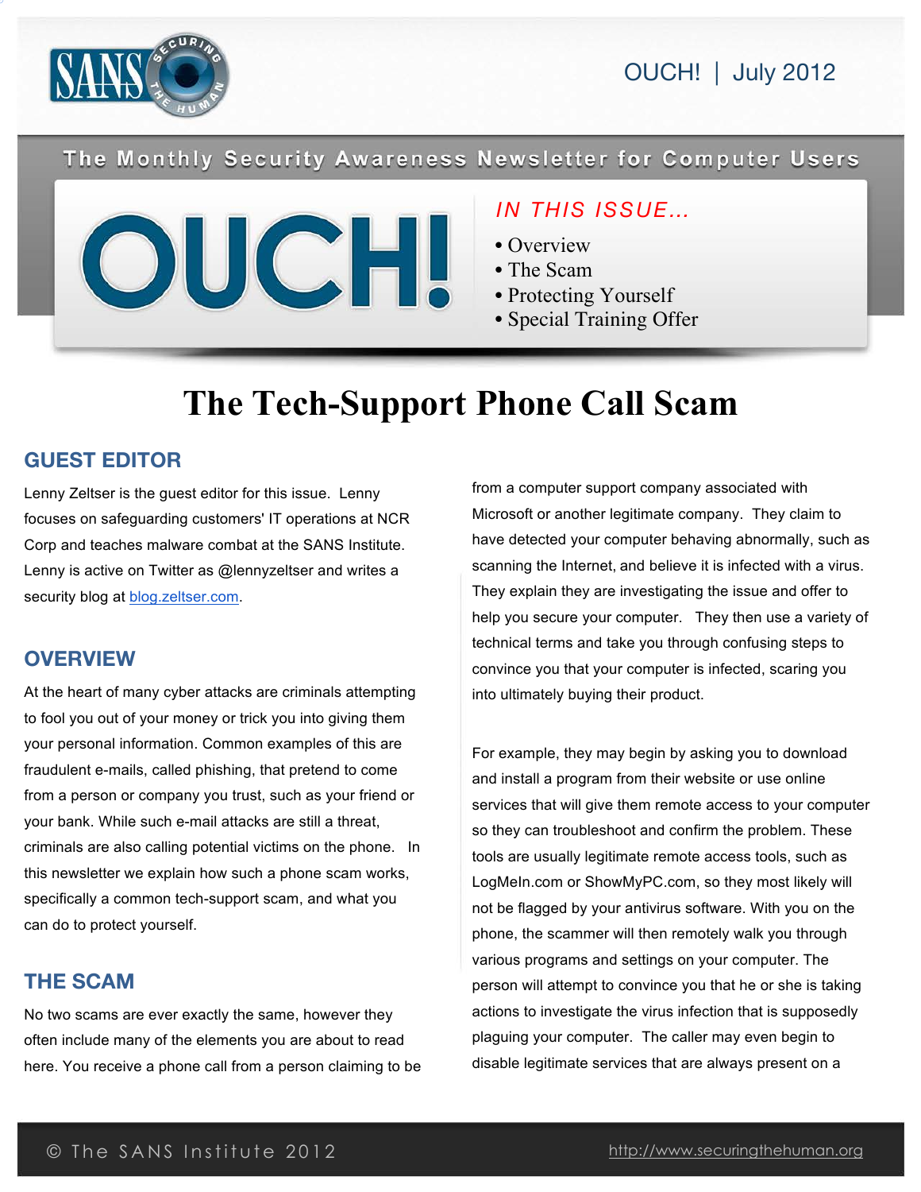OUCH! | July 2012

The Monthly Security Awareness Newsletter for Computer Users

# OUCH!

*IN THIS ISSUE…*

- Overview
- The Scam
- Protecting Yourself
- Special Training Offer

# The Tech-Support Phone Call Scam

## GUEST EDITOR

Lenny Zeltser is the guest editor for this issue. Lenny focuses on safeguarding customers' IT operations at NCR Corp and teaches malware combat at the SANS Institute. Lenny is active on Twitter as @lennyzeltser and writes a security blog at [blog.zeltser.com](http://blog.zeltser.com).

## OVERVIEW

At the heart of many cyber attacks are criminals attempting to fool you out of your money or trick you into giving them your personal information. Common examples of this are fraudulent e-mails, called phishing, that pretend to come from a person or company you trust, such as your friend or your bank. While such e-mail attacks are still a threat, criminals are also calling potential victims on the phone. In this newsletter we explain how such a phone scam works, specifically a common tech-support scam, and what you can do to protect yourself.

## THE SCAM

No two scams are ever exactly the same, however they often include many of the elements you are about to read here. You receive a phone call from a person claiming to be from a computer support company associated with Microsoft or another legitimate company. They claim to have detected your computer behaving abnormally, such as scanning the Internet, and believe it is infected with a virus. They explain they are investigating the issue and offer to help you secure your computer. They then use a variety of technical terms and take you through confusing steps to convince you that your computer is infected, scaring you into ultimately buying their product.

For example, they may begin by asking you to download and install a program from their website or use online services that will give them remote access to your computer so they can troubleshoot and confirm the problem. These tools are usually legitimate remote access tools, such as LogMeIn.com or ShowMyPC.com, so they most likely will not be flagged by your antivirus software. With you on the phone, the scammer will then remotely walk you through various programs and settings on your computer. The person will attempt to convince you that he or she is taking actions to investigate the virus infection that is supposedly plaguing your computer. The caller may even begin to disable legitimate services that are always present on a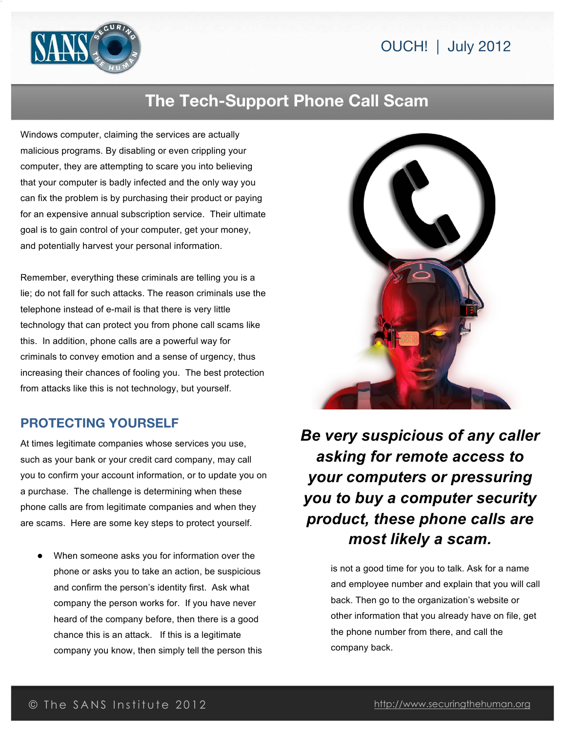Windows computer, claiming the services are actually malicious programs. By disabling or even crippling your computer, they are attempting to scare you into believing that your computer is badly infected and the only way you can fix the problem is by purchasing their product or paying for an expensive annual subscription service. Their ultimate goal is to gain control of your computer, get your money, and potentially harvest your personal information.

Remember, everything these criminals are telling you is a lie; do not fall for such attacks. The reason criminals use the telephone instead of e-mail is that there is very little technology that can protect you from phone call scams like this. In addition, phone calls are a powerful way for criminals to convey emotion and a sense of urgency, thus increasing their chances of fooling you. The best protection from attacks like this is not technology, but yourself.

## PROTECTING YOURSELF

At times legitimate companies whose services you use, such as your bank or your credit card company, may call you to confirm your account information, or to update you on a purchase. The challenge is determining when these phone calls are from legitimate companies and when they are scams. Here are some key steps to protect yourself.

- When someone asks you for information over the phone or asks you to take an action, be suspicious and confirm the person's identity first. Ask what company the person works for. If you have never heard of the company before, then there is a good chance this is an attack. If this is a legitimate company you know, then simply tell the person this is not a good time for you to talk. Ask for a name and employee number and explain that you will call back. Then go to the organization's website or other information that you already have on file, get the phone number from there, and call the company back.

***Be very suspicious of any caller asking for remote access to your computers or pressuring you to buy a computer security product, these phone calls are most likely a scam.***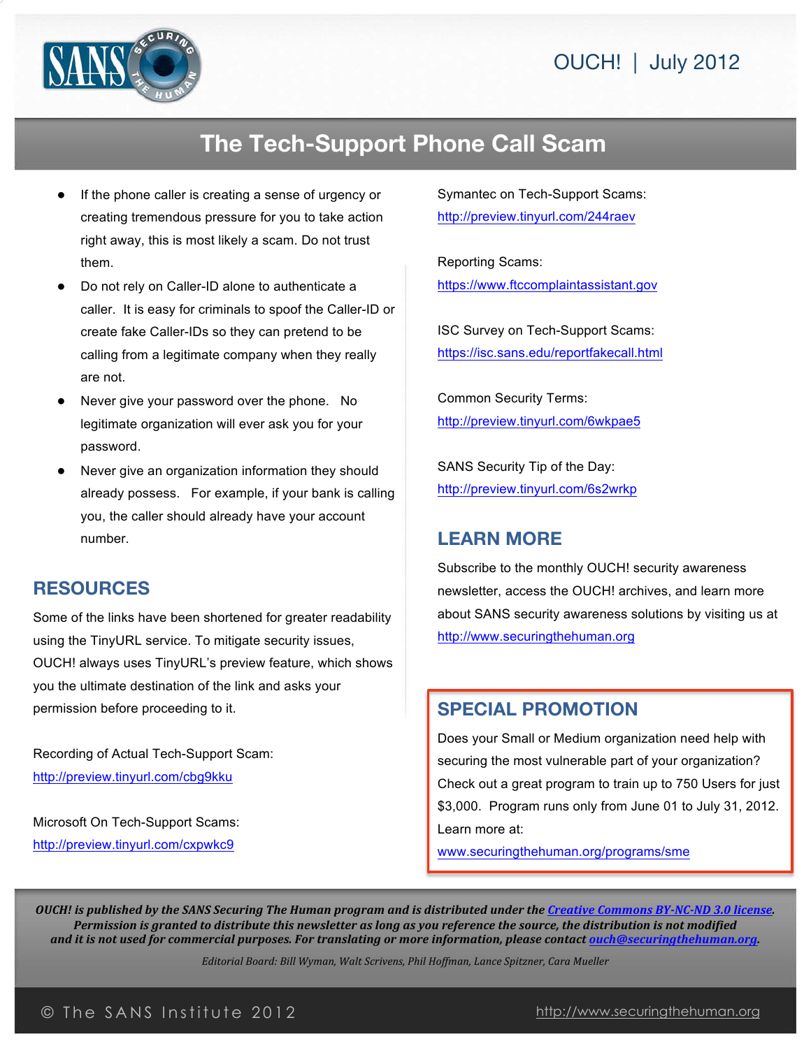## The Tech-Support Phone Call Scam

- If the phone caller is creating a sense of urgency or creating tremendous pressure for you to take action right away, this is most likely a scam. Do not trust them.
- Do not rely on Caller-ID alone to authenticate a caller. It is easy for criminals to spoof the Caller-ID or create fake Caller-IDs so they can pretend to be calling from a legitimate company when they really are not.
- Never give your password over the phone. No legitimate organization will ever ask you for your password.
- Never give an organization information they should already possess. For example, if your bank is calling you, the caller should already have your account number.

## RESOURCES

Some of the links have been shortened for greater readability using the TinyURL service. To mitigate security issues, OUCH! always uses TinyURL's preview feature, which shows you the ultimate destination of the link and asks your permission before proceeding to it.

Recording of Actual Tech-Support Scam:
http://preview.tinyurl.com/cbg9kku

Microsoft On Tech-Support Scams:
http://preview.tinyurl.com/cxpwkc9

Symantec on Tech-Support Scams:
http://preview.tinyurl.com/244raev

Reporting Scams:
https://www.ftccomplaintassistant.gov

ISC Survey on Tech-Support Scams:
https://isc.sans.edu/reportfakecall.html

Common Security Terms:
http://preview.tinyurl.com/6wkpae5

SANS Security Tip of the Day:
http://preview.tinyurl.com/6s2wrkp

## LEARN MORE

Subscribe to the monthly OUCH! security awareness newsletter, access the OUCH! archives, and learn more about SANS security awareness solutions by visiting us at http://www.securingthehuman.org

## SPECIAL PROMOTION

Does your Small or Medium organization need help with securing the most vulnerable part of your organization? Check out a great program to train up to 750 Users for just $3,000. Program runs only from June 01 to July 31, 2012. Learn more at: www.securingthehuman.org/programs/sme

***OUCH! is published by the SANS Securing The Human program and is distributed under the Creative Commons BY-NC-ND 3.0 license. Permission is granted to distribute this newsletter as long as you reference the source, the distribution is not modified and it is not used for commercial purposes. For translating or more information, please contact ouch@securingthehuman.org.***

*Editorial Board: Bill Wyman, Walt Scrivens, Phil Hoffman, Lance Spitzner, Cara Mueller*

© The SANS Institute 2012 http://www.securingthehuman.org